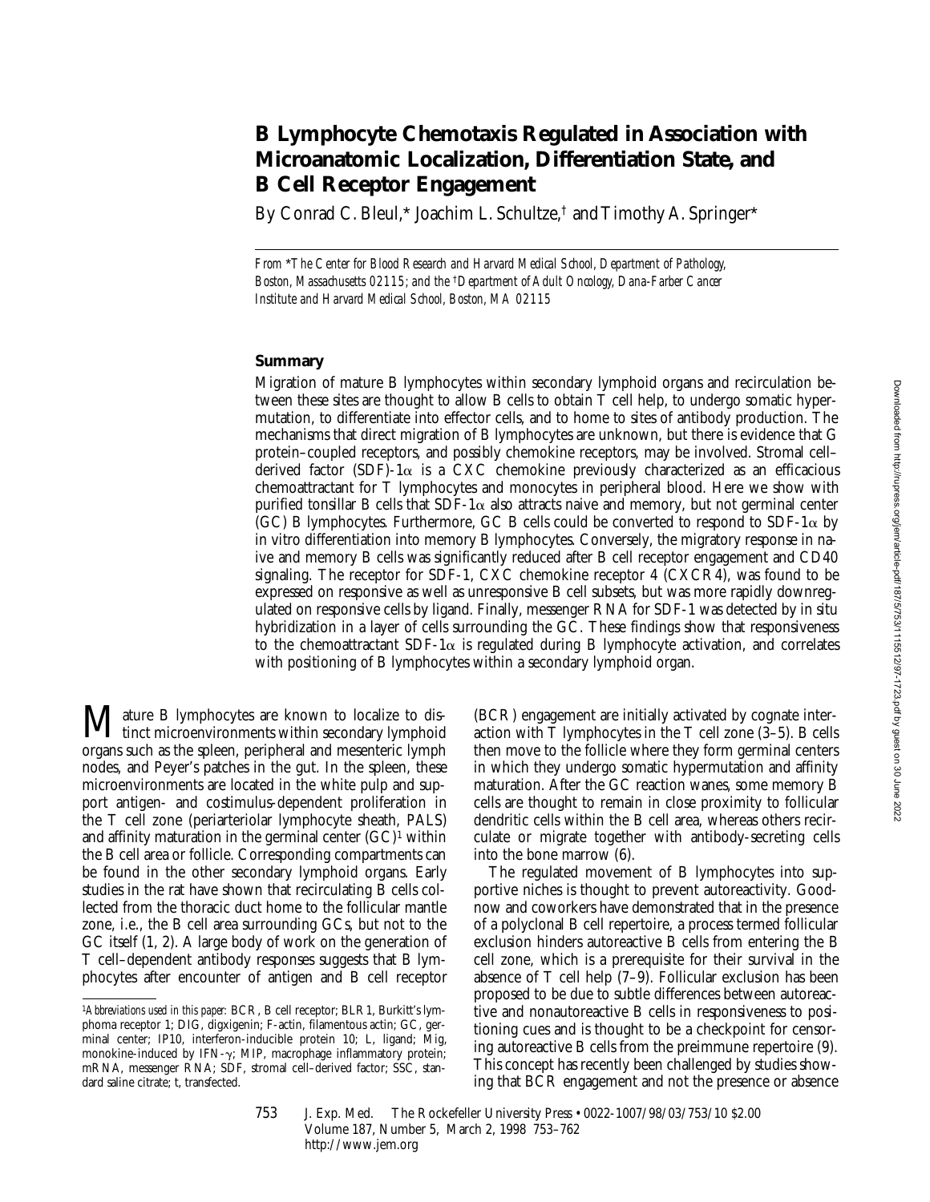# B Lymphocyte Chemotaxis Regulated in Association with Microanatomic Localization, Differentiation State, and B Cell Receptor Engagement

By Conrad C. Bleul,* Joachim L. Schultze,† and Timothy A. Springer*

*From \*The Center for Blood Research and Harvard Medical School, Department of Pathology, Boston, Massachusetts 02115; and the †Department of Adult Oncology, Dana-Farber Cancer Institute and Harvard Medical School, Boston, MA 02115*

## Summary

Migration of mature B lymphocytes within secondary lymphoid organs and recirculation between these sites are thought to allow B cells to obtain T cell help, to undergo somatic hypermutation, to differentiate into effector cells, and to home to sites of antibody production. The mechanisms that direct migration of B lymphocytes are unknown, but there is evidence that G protein–coupled receptors, and possibly chemokine receptors, may be involved. Stromal cell–derived factor (SDF)-1α is a CXC chemokine previously characterized as an efficacious chemoattractant for T lymphocytes and monocytes in peripheral blood. Here we show with purified tonsillar B cells that SDF-1α also attracts naive and memory, but not germinal center (GC) B lymphocytes. Furthermore, GC B cells could be converted to respond to SDF-1α by in vitro differentiation into memory B lymphocytes. Conversely, the migratory response in naive and memory B cells was significantly reduced after B cell receptor engagement and CD40 signaling. The receptor for SDF-1, CXC chemokine receptor 4 (CXCR4), was found to be expressed on responsive as well as unresponsive B cell subsets, but was more rapidly downregulated on responsive cells by ligand. Finally, messenger RNA for SDF-1 was detected by in situ hybridization in a layer of cells surrounding the GC. These findings show that responsiveness to the chemoattractant SDF-1α is regulated during B lymphocyte activation, and correlates with positioning of B lymphocytes within a secondary lymphoid organ.

Mature B lymphocytes are known to localize to distinct microenvironments within secondary lymphoid organs such as the spleen, peripheral and mesenteric lymph nodes, and Peyer's patches in the gut. In the spleen, these microenvironments are located in the white pulp and support antigen- and costimulus-dependent proliferation in the T cell zone (periarteriolar lymphocyte sheath, PALS) and affinity maturation in the germinal center (GC)[1] within the B cell area or follicle. Corresponding compartments can be found in the other secondary lymphoid organs. Early studies in the rat have shown that recirculating B cells collected from the thoracic duct home to the follicular mantle zone, i.e., the B cell area surrounding GCs, but not to the GC itself (1, 2). A large body of work on the generation of T cell–dependent antibody responses suggests that B lymphocytes after encounter of antigen and B cell receptor (BCR) engagement are initially activated by cognate interaction with T lymphocytes in the T cell zone (3–5). B cells then move to the follicle where they form germinal centers in which they undergo somatic hypermutation and affinity maturation. After the GC reaction wanes, some memory B cells are thought to remain in close proximity to follicular dendritic cells within the B cell area, whereas others recirculate or migrate together with antibody-secreting cells into the bone marrow (6).

The regulated movement of B lymphocytes into supportive niches is thought to prevent autoreactivity. Goodnow and coworkers have demonstrated that in the presence of a polyclonal B cell repertoire, a process termed follicular exclusion hinders autoreactive B cells from entering the B cell zone, which is a prerequisite for their survival in the absence of T cell help (7–9). Follicular exclusion has been proposed to be due to subtle differences between autoreactive and nonautoreactive B cells in responsiveness to positioning cues and is thought to be a checkpoint for censoring autoreactive B cells from the preimmune repertoire (9). This concept has recently been challenged by studies showing that BCR engagement and not the presence or absence

[1]*Abbreviations used in this paper:* BCR, B cell receptor; BLR1, Burkitt's lymphoma receptor 1; DIG, digxigenin; F-actin, filamentous actin; GC, germinal center; IP10, interferon-inducible protein 10; L, ligand; Mig, monokine-induced by IFN-γ; MIP, macrophage inflammatory protein; mRNA, messenger RNA; SDF, stromal cell–derived factor; SSC, standard saline citrate; t, transfected.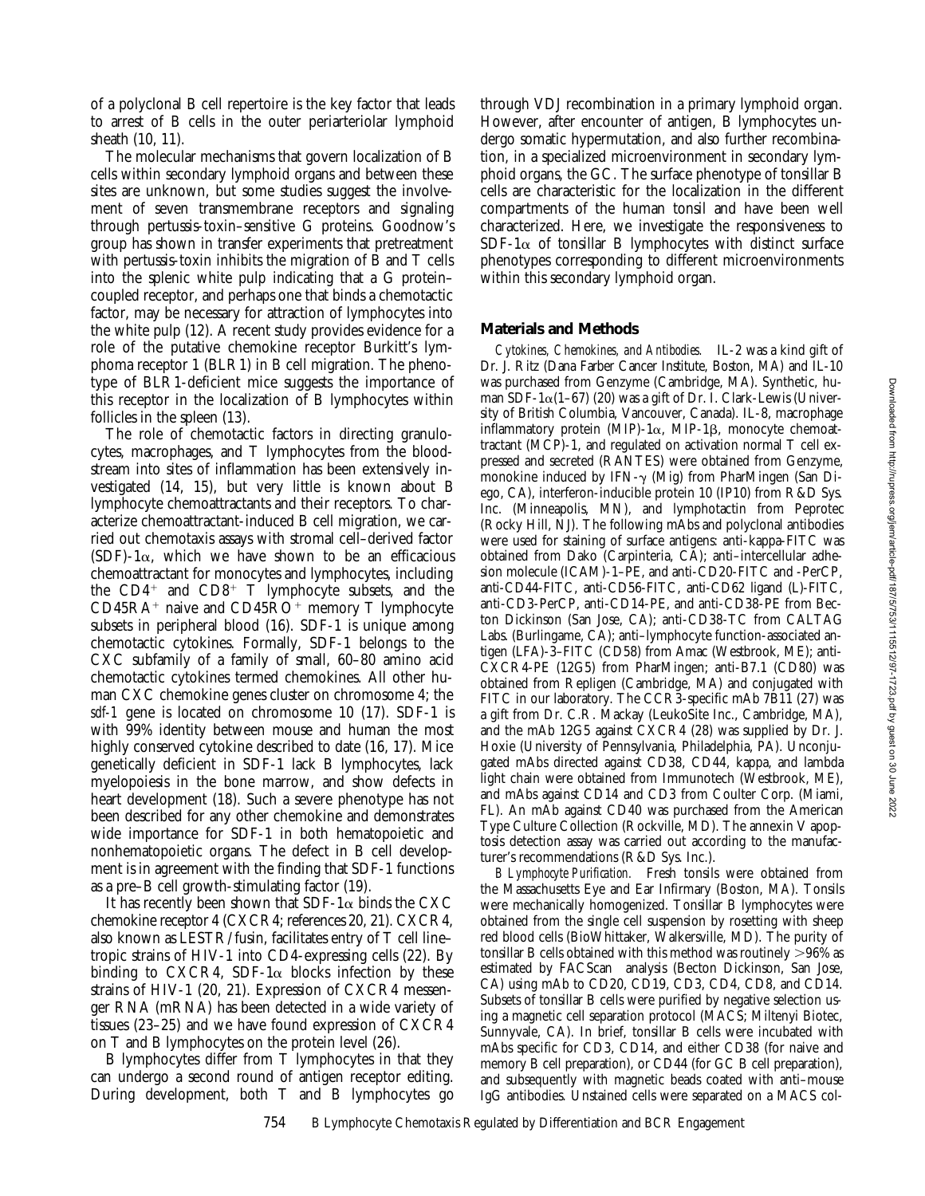of a polyclonal B cell repertoire is the key factor that leads to arrest of B cells in the outer periarteriolar lymphoid sheath (10, 11).

The molecular mechanisms that govern localization of B cells within secondary lymphoid organs and between these sites are unknown, but some studies suggest the involvement of seven transmembrane receptors and signaling through pertussis-toxin–sensitive G proteins. Goodnow's group has shown in transfer experiments that pretreatment with pertussis-toxin inhibits the migration of B and T cells into the splenic white pulp indicating that a G protein–coupled receptor, and perhaps one that binds a chemotactic factor, may be necessary for attraction of lymphocytes into the white pulp (12). A recent study provides evidence for a role of the putative chemokine receptor Burkitt's lymphoma receptor 1 (BLR1) in B cell migration. The phenotype of BLR1-deficient mice suggests the importance of this receptor in the localization of B lymphocytes within follicles in the spleen (13).

The role of chemotactic factors in directing granulocytes, macrophages, and T lymphocytes from the bloodstream into sites of inflammation has been extensively investigated (14, 15), but very little is known about B lymphocyte chemoattractants and their receptors. To characterize chemoattractant-induced B cell migration, we carried out chemotaxis assays with stromal cell–derived factor (SDF)-1α, which we have shown to be an efficacious chemoattractant for monocytes and lymphocytes, including the $CD4^+$ and $CD8^+$ T lymphocyte subsets, and the $CD45RA^+$ naive and $CD45RO^+$ memory T lymphocyte subsets in peripheral blood (16). SDF-1 is unique among chemotactic cytokines. Formally, SDF-1 belongs to the CXC subfamily of a family of small, 60–80 amino acid chemotactic cytokines termed chemokines. All other human CXC chemokine genes cluster on chromosome 4; the *sdf-1* gene is located on chromosome 10 (17). SDF-1 is with 99% identity between mouse and human the most highly conserved cytokine described to date (16, 17). Mice genetically deficient in SDF-1 lack B lymphocytes, lack myelopoiesis in the bone marrow, and show defects in heart development (18). Such a severe phenotype has not been described for any other chemokine and demonstrates wide importance for SDF-1 in both hematopoietic and nonhematopoietic organs. The defect in B cell development is in agreement with the finding that SDF-1 functions as a pre–B cell growth-stimulating factor (19).

It has recently been shown that SDF-1α binds the CXC chemokine receptor 4 (CXCR4; references 20, 21). CXCR4, also known as LESTR/fusin, facilitates entry of T cell line–tropic strains of HIV-1 into CD4-expressing cells (22). By binding to CXCR4, SDF-1α blocks infection by these strains of HIV-1 (20, 21). Expression of CXCR4 messenger RNA (mRNA) has been detected in a wide variety of tissues (23–25) and we have found expression of CXCR4 on T and B lymphocytes on the protein level (26).

B lymphocytes differ from T lymphocytes in that they can undergo a second round of antigen receptor editing. During development, both T and B lymphocytes go through VDJ recombination in a primary lymphoid organ. However, after encounter of antigen, B lymphocytes undergo somatic hypermutation, and also further recombination, in a specialized microenvironment in secondary lymphoid organs, the GC. The surface phenotype of tonsillar B cells are characteristic for the localization in the different compartments of the human tonsil and have been well characterized. Here, we investigate the responsiveness to SDF-1α of tonsillar B lymphocytes with distinct surface phenotypes corresponding to different microenvironments within this secondary lymphoid organ.

## Materials and Methods

*Cytokines, Chemokines, and Antibodies.* IL-2 was a kind gift of Dr. J. Ritz (Dana Farber Cancer Institute, Boston, MA) and IL-10 was purchased from Genzyme (Cambridge, MA). Synthetic, human SDF-1α(1–67) (20) was a gift of Dr. I. Clark-Lewis (University of British Columbia, Vancouver, Canada). IL-8, macrophage inflammatory protein (MIP)-1α, MIP-1β, monocyte chemoattractant (MCP)-1, and regulated on activation normal T cell expressed and secreted (RANTES) were obtained from Genzyme, monokine induced by IFN-γ (Mig) from PharMingen (San Diego, CA), interferon-inducible protein 10 (IP10) from R&D Sys. Inc. (Minneapolis, MN), and lymphotactin from Peprotec (Rocky Hill, NJ). The following mAbs and polyclonal antibodies were used for staining of surface antigens: anti-kappa-FITC was obtained from Dako (Carpinteria, CA); anti–intercellular adhesion molecule (ICAM)-1–PE, and anti-CD20-FITC and -PerCP, anti-CD44-FITC, anti-CD56-FITC, anti-CD62 ligand (L)-FITC, anti-CD3-PerCP, anti-CD14-PE, and anti-CD38-PE from Becton Dickinson (San Jose, CA); anti-CD38-TC from CALTAG Labs. (Burlingame, CA); anti–lymphocyte function-associated antigen (LFA)-3–FITC (CD58) from Amac (Westbrook, ME); anti-CXCR4-PE (12G5) from PharMingen; anti-B7.1 (CD80) was obtained from Repligen (Cambridge, MA) and conjugated with FITC in our laboratory. The CCR3-specific mAb 7B11 (27) was a gift from Dr. C.R. Mackay (LeukoSite Inc., Cambridge, MA), and the mAb 12G5 against CXCR4 (28) was supplied by Dr. J. Hoxie (University of Pennsylvania, Philadelphia, PA). Unconjugated mAbs directed against CD38, CD44, kappa, and lambda light chain were obtained from Immunotech (Westbrook, ME), and mAbs against CD14 and CD3 from Coulter Corp. (Miami, FL). An mAb against CD40 was purchased from the American Type Culture Collection (Rockville, MD). The annexin V apoptosis detection assay was carried out according to the manufacturer's recommendations (R&D Sys. Inc.).

*B Lymphocyte Purification.* Fresh tonsils were obtained from the Massachusetts Eye and Ear Infirmary (Boston, MA). Tonsils were mechanically homogenized. Tonsillar B lymphocytes were obtained from the single cell suspension by rosetting with sheep red blood cells (BioWhittaker, Walkersville, MD). The purity of tonsillar B cells obtained with this method was routinely >96% as estimated by FACScan analysis (Becton Dickinson, San Jose, CA) using mAb to CD20, CD19, CD3, CD4, CD8, and CD14. Subsets of tonsillar B cells were purified by negative selection using a magnetic cell separation protocol (MACS; Miltenyi Biotec, Sunnyvale, CA). In brief, tonsillar B cells were incubated with mAbs specific for CD3, CD14, and either CD38 (for naive and memory B cell preparation), or CD44 (for GC B cell preparation), and subsequently with magnetic beads coated with anti–mouse IgG antibodies. Unstained cells were separated on a MACS col-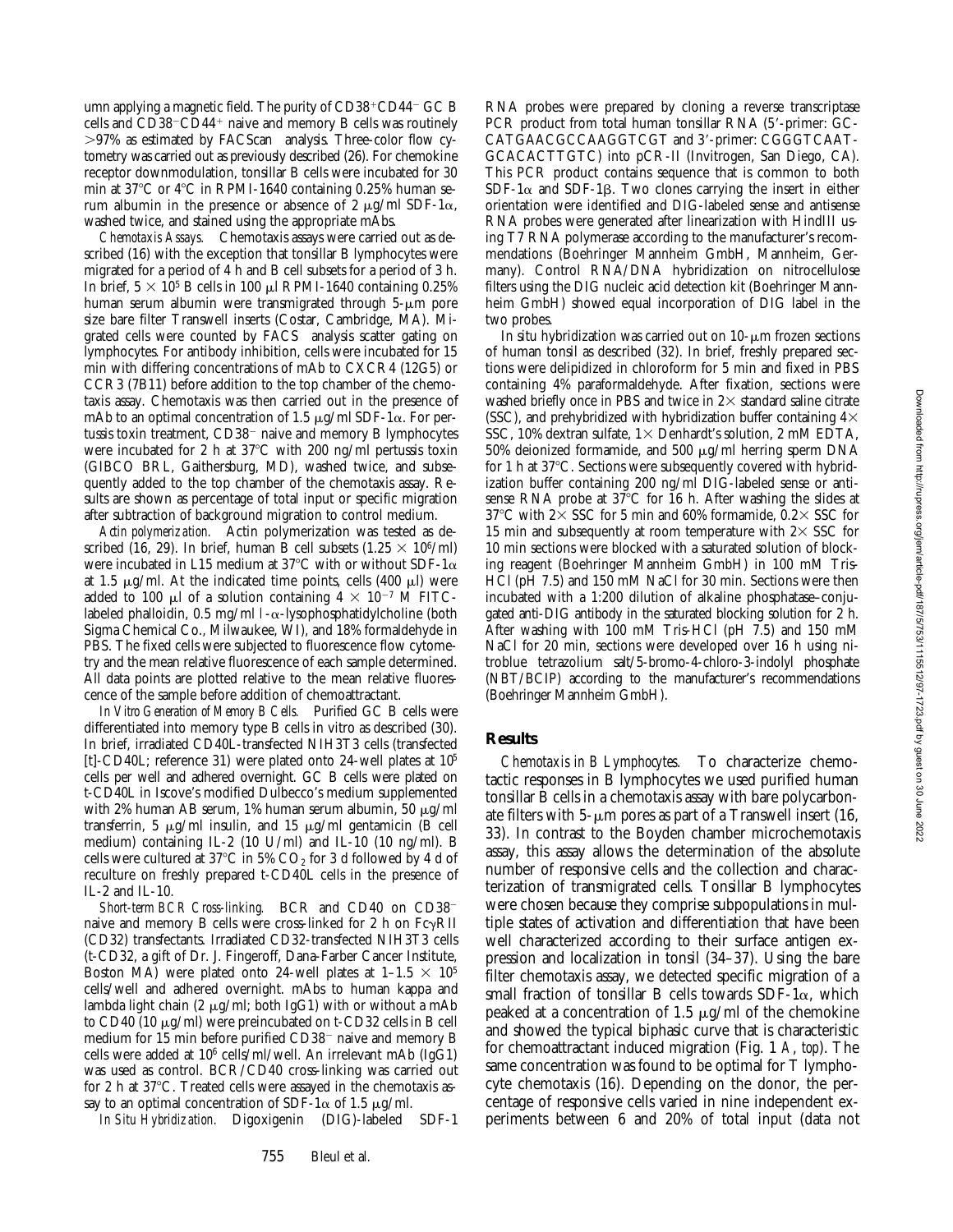umn applying a magnetic field. The purity of CD38+CD44− GC B cells and CD38−CD44+ naive and memory B cells was routinely >97% as estimated by FACScan® analysis. Three-color flow cytometry was carried out as previously described (26). For chemokine receptor downmodulation, tonsillar B cells were incubated for 30 min at 37°C or 4°C in RPMI-1640 containing 0.25% human serum albumin in the presence or absence of 2 μg/ml SDF-1α, washed twice, and stained using the appropriate mAbs.

*Chemotaxis Assays.* Chemotaxis assays were carried out as described (16) with the exception that tonsillar B lymphocytes were migrated for a period of 4 h and B cell subsets for a period of 3 h. In brief, $5 \times 10^5$ B cells in 100 μl RPMI-1640 containing 0.25% human serum albumin were transmigrated through 5-μm pore size bare filter Transwell inserts (Costar, Cambridge, MA). Migrated cells were counted by FACS® analysis scatter gating on lymphocytes. For antibody inhibition, cells were incubated for 15 min with differing concentrations of mAb to CXCR4 (12G5) or CCR3 (7B11) before addition to the top chamber of the chemotaxis assay. Chemotaxis was then carried out in the presence of mAb to an optimal concentration of 1.5 μg/ml SDF-1α. For pertussis toxin treatment, CD38− naive and memory B lymphocytes were incubated for 2 h at 37°C with 200 ng/ml pertussis toxin (GIBCO BRL, Gaithersburg, MD), washed twice, and subsequently added to the top chamber of the chemotaxis assay. Results are shown as percentage of total input or specific migration after subtraction of background migration to control medium.

*Actin polymerization.* Actin polymerization was tested as described (16, 29). In brief, human B cell subsets ($1.25 \times 10^6$/ml) were incubated in L15 medium at 37°C with or without SDF-1α at 1.5 μg/ml. At the indicated time points, cells (400 μl) were added to 100 μl of a solution containing $4 \times 10^{-7}$ M FITC-labeled phalloidin, 0.5 mg/ml *l*-α-lysophosphatidylcholine (both Sigma Chemical Co., Milwaukee, WI), and 18% formaldehyde in PBS. The fixed cells were subjected to fluorescence flow cytometry and the mean relative fluorescence of each sample determined. All data points are plotted relative to the mean relative fluorescence of the sample before addition of chemoattractant.

*In Vitro Generation of Memory B Cells.* Purified GC B cells were differentiated into memory type B cells in vitro as described (30). In brief, irradiated CD40L-transfected NIH3T3 cells (transfected [t]-CD40L; reference 31) were plated onto 24-well plates at $10^5$ cells per well and adhered overnight. GC B cells were plated on t-CD40L in Iscove's modified Dulbecco's medium supplemented with 2% human AB serum, 1% human serum albumin, 50 μg/ml transferrin, 5 μg/ml insulin, and 15 μg/ml gentamicin (B cell medium) containing IL-2 (10 U/ml) and IL-10 (10 ng/ml). B cells were cultured at 37°C in 5% $CO_2$ for 3 d followed by 4 d of reculture on freshly prepared t-CD40L cells in the presence of IL-2 and IL-10.

*Short-term BCR Cross-linking.* BCR and CD40 on CD38− naive and memory B cells were cross-linked for 2 h on FcγRII (CD32) transfectants. Irradiated CD32-transfected NIH3T3 cells (t-CD32, a gift of Dr. J. Fingeroff, Dana-Farber Cancer Institute, Boston MA) were plated onto 24-well plates at $1–1.5 \times 10^5$ cells/well and adhered overnight. mAbs to human kappa and lambda light chain (2 μg/ml; both IgG1) with or without a mAb to CD40 (10 μg/ml) were preincubated on t-CD32 cells in B cell medium for 15 min before purified CD38− naive and memory B cells were added at $10^6$ cells/ml/well. An irrelevant mAb (IgG1) was used as control. BCR/CD40 cross-linking was carried out for 2 h at 37°C. Treated cells were assayed in the chemotaxis assay to an optimal concentration of SDF-1α of 1.5 μg/ml.

*In Situ Hybridization.* Digoxigenin (DIG)-labeled SDF-1 RNA probes were prepared by cloning a reverse transcriptase PCR product from total human tonsillar RNA (5′-primer: GC-CATGAACGCCAAGGTCGT and 3′-primer: CGGGTCAAT-GCACACTTGTC) into pCR-II (Invitrogen, San Diego, CA). This PCR product contains sequence that is common to both SDF-1α and SDF-1β. Two clones carrying the insert in either orientation were identified and DIG-labeled sense and antisense RNA probes were generated after linearization with HindIII using T7 RNA polymerase according to the manufacturer's recommendations (Boehringer Mannheim GmbH, Mannheim, Germany). Control RNA/DNA hybridization on nitrocellulose filters using the DIG nucleic acid detection kit (Boehringer Mannheim GmbH) showed equal incorporation of DIG label in the two probes.

In situ hybridization was carried out on 10-μm frozen sections of human tonsil as described (32). In brief, freshly prepared sections were delipidized in chloroform for 5 min and fixed in PBS containing 4% paraformaldehyde. After fixation, sections were washed briefly once in PBS and twice in 2× standard saline citrate (SSC), and prehybridized with hybridization buffer containing 4× SSC, 10% dextran sulfate, 1× Denhardt's solution, 2 mM EDTA, 50% deionized formamide, and 500 μg/ml herring sperm DNA for 1 h at 37°C. Sections were subsequently covered with hybridization buffer containing 200 ng/ml DIG-labeled sense or antisense RNA probe at 37°C for 16 h. After washing the slides at 37°C with 2× SSC for 5 min and 60% formamide, 0.2× SSC for 15 min and subsequently at room temperature with 2× SSC for 10 min sections were blocked with a saturated solution of blocking reagent (Boehringer Mannheim GmbH) in 100 mM Tris-HCl (pH 7.5) and 150 mM NaCl for 30 min. Sections were then incubated with a 1:200 dilution of alkaline phosphatase–conjugated anti-DIG antibody in the saturated blocking solution for 2 h. After washing with 100 mM Tris-HCl (pH 7.5) and 150 mM NaCl for 20 min, sections were developed over 16 h using nitroblue tetrazolium salt/5-bromo-4-chloro-3-indolyl phosphate (NBT/BCIP) according to the manufacturer's recommendations (Boehringer Mannheim GmbH).

## Results

*Chemotaxis in B Lymphocytes.* To characterize chemotactic responses in B lymphocytes we used purified human tonsillar B cells in a chemotaxis assay with bare polycarbonate filters with 5-μm pores as part of a Transwell insert (16, 33). In contrast to the Boyden chamber microchemotaxis assay, this assay allows the determination of the absolute number of responsive cells and the collection and characterization of transmigrated cells. Tonsillar B lymphocytes were chosen because they comprise subpopulations in multiple states of activation and differentiation that have been well characterized according to their surface antigen expression and localization in tonsil (34–37). Using the bare filter chemotaxis assay, we detected specific migration of a small fraction of tonsillar B cells towards SDF-1α, which peaked at a concentration of 1.5 μg/ml of the chemokine and showed the typical biphasic curve that is characteristic for chemoattractant induced migration (Fig. 1 *A*, *top*). The same concentration was found to be optimal for T lymphocyte chemotaxis (16). Depending on the donor, the percentage of responsive cells varied in nine independent experiments between 6 and 20% of total input (data not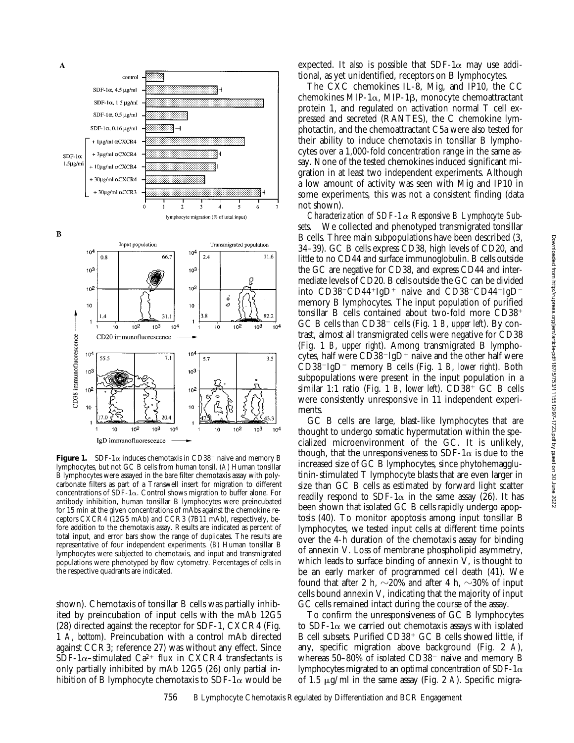**Figure 1.** SDF-1α induces chemotaxis in CD38⁻ naive and memory B lymphocytes, but not GC B cells from human tonsil. (*A*) Human tonsillar B lymphocytes were assayed in the bare filter chemotaxis assay with polycarbonate filters as part of a Transwell insert for migration to different concentrations of SDF-1α. Control shows migration to buffer alone. For antibody inhibition, human tonsillar B lymphocytes were preincubated for 15 min at the given concentrations of mAbs against the chemokine receptors CXCR4 (12G5 mAb) and CCR3 (7B11 mAb), respectively, before addition to the chemotaxis assay. Results are indicated as percent of total input, and error bars show the range of duplicates. The results are representative of four independent experiments. (*B*) Human tonsillar B lymphocytes were subjected to chemotaxis, and input and transmigrated populations were phenotyped by flow cytometry. Percentages of cells in the respective quadrants are indicated.

shown). Chemotaxis of tonsillar B cells was partially inhibited by preincubation of input cells with the mAb 12G5 (28) directed against the receptor for SDF-1, CXCR4 (Fig. 1 *A*, *bottom*). Preincubation with a control mAb directed against CCR3; reference 27) was without any effect. Since SDF-1α–stimulated $Ca^{2+}$ flux in CXCR4 transfectants is only partially inhibited by mAb 12G5 (26) only partial inhibition of B lymphocyte chemotaxis to SDF-1α would be expected. It also is possible that SDF-1α may use additional, as yet unidentified, receptors on B lymphocytes.

The CXC chemokines IL-8, Mig, and IP10, the CC chemokines MIP-1α, MIP-1β, monocyte chemoattractant protein 1, and regulated on activation normal T cell expressed and secreted (RANTES), the C chemokine lymphotactin, and the chemoattractant C5a were also tested for their ability to induce chemotaxis in tonsillar B lymphocytes over a 1,000-fold concentration range in the same assay. None of the tested chemokines induced significant migration in at least two independent experiments. Although a low amount of activity was seen with Mig and IP10 in some experiments, this was not a consistent finding (data not shown).

*Characterization of SDF-1α Responsive B Lymphocyte Subsets.* We collected and phenotyped transmigrated tonsillar B cells. Three main subpopulations have been described (3, 34–39). GC B cells express CD38, high levels of CD20, and little to no CD44 and surface immunoglobulin. B cells outside the GC are negative for CD38, and express CD44 and intermediate levels of CD20. B cells outside the GC can be divided into CD38⁻CD44⁺IgD⁺ naive and CD38⁻CD44⁺IgD⁻ memory B lymphocytes. The input population of purified tonsillar B cells contained about two-fold more CD38⁺ GC B cells than CD38⁻ cells (Fig. 1 *B*, *upper left*). By contrast, almost all transmigrated cells were negative for CD38 (Fig. 1 *B*, *upper right*). Among transmigrated B lymphocytes, half were CD38⁻IgD⁺ naive and the other half were CD38⁻IgD⁻ memory B cells (Fig. 1 *B*, *lower right*). Both subpopulations were present in the input population in a similar 1:1 ratio (Fig. 1 *B*, *lower left*). CD38⁺ GC B cells were consistently unresponsive in 11 independent experiments.

GC B cells are large, blast-like lymphocytes that are thought to undergo somatic hypermutation within the specialized microenvironment of the GC. It is unlikely, though, that the unresponsiveness to SDF-1α is due to the increased size of GC B lymphocytes, since phytohemagglutinin-stimulated T lymphocyte blasts that are even larger in size than GC B cells as estimated by forward light scatter readily respond to SDF-1α in the same assay (26). It has been shown that isolated GC B cells rapidly undergo apoptosis (40). To monitor apoptosis among input tonsillar B lymphocytes, we tested input cells at different time points over the 4-h duration of the chemotaxis assay for binding of annexin V. Loss of membrane phospholipid asymmetry, which leads to surface binding of annexin V, is thought to be an early marker of programmed cell death (41). We found that after 2 h, ~20% and after 4 h, ~30% of input cells bound annexin V, indicating that the majority of input GC cells remained intact during the course of the assay.

To confirm the unresponsiveness of GC B lymphocytes to SDF-1α we carried out chemotaxis assays with isolated B cell subsets. Purified CD38⁺ GC B cells showed little, if any, specific migration above background (Fig. 2 *A*), whereas 50–80% of isolated CD38⁻ naive and memory B lymphocytes migrated to an optimal concentration of SDF-1α of 1.5 μg/ml in the same assay (Fig. 2 *A*). Specific migra-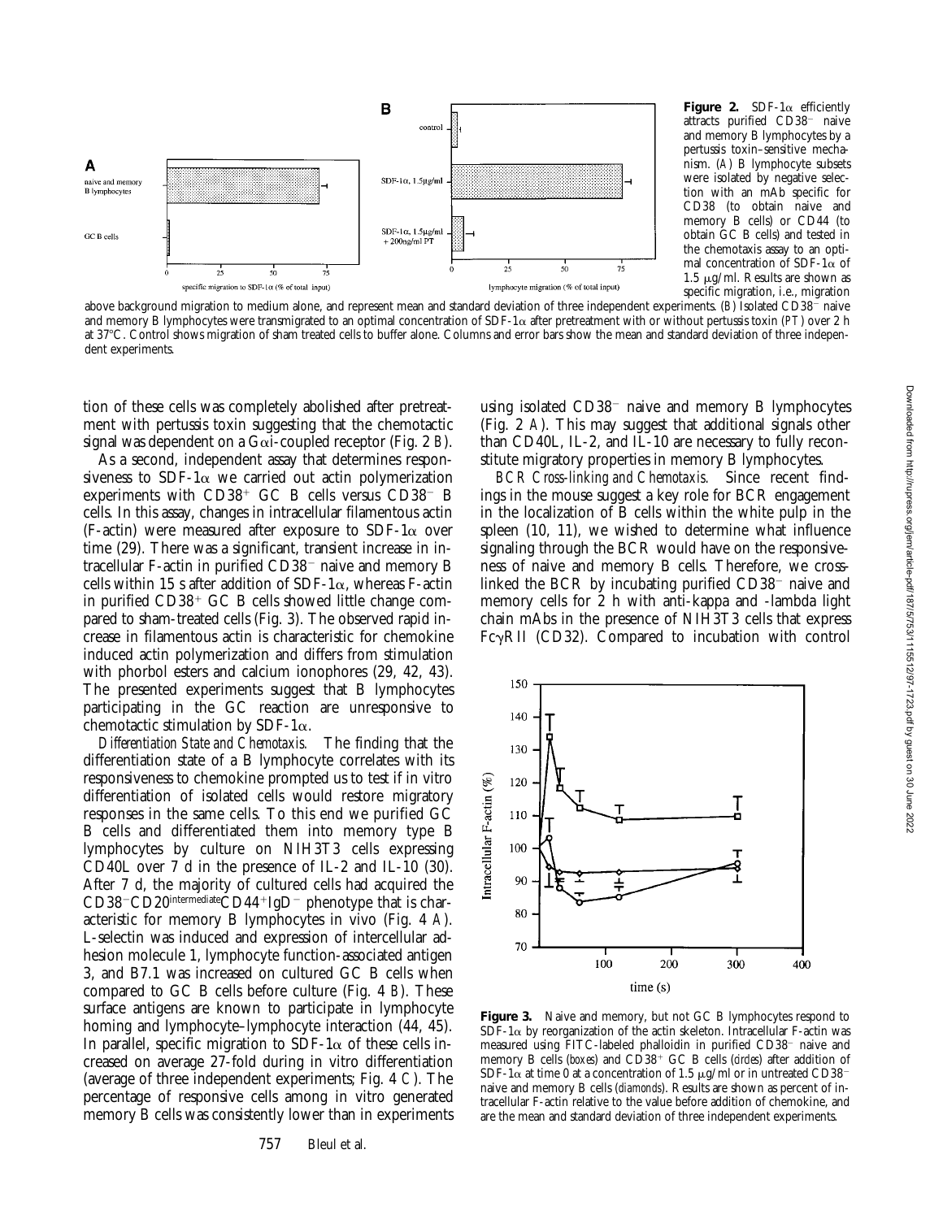**Figure 2.** SDF-1α efficiently attracts purified CD38⁻ naive and memory B lymphocytes by a pertussis toxin–sensitive mechanism. (*A*) B lymphocyte subsets were isolated by negative selection with an mAb specific for CD38 (to obtain naive and memory B cells) or CD44 (to obtain GC B cells) and tested in the chemotaxis assay to an optimal concentration of SDF-1α of 1.5 μg/ml. Results are shown as specific migration, i.e., migration above background migration to medium alone, and represent mean and standard deviation of three independent experiments. (*B*) Isolated CD38⁻ naive and memory B lymphocytes were transmigrated to an optimal concentration of SDF-1α after pretreatment with or without pertussis toxin (*PT*) over 2 h at 37°C. Control shows migration of sham treated cells to buffer alone. Columns and error bars show the mean and standard deviation of three independent experiments.

tion of these cells was completely abolished after pretreatment with pertussis toxin suggesting that the chemotactic signal was dependent on a Gαi-coupled receptor (Fig. 2 *B*).

As a second, independent assay that determines responsiveness to SDF-1α we carried out actin polymerization experiments with CD38⁺ GC B cells versus CD38⁻ B cells. In this assay, changes in intracellular filamentous actin (F-actin) were measured after exposure to SDF-1α over time (29). There was a significant, transient increase in intracellular F-actin in purified CD38⁻ naive and memory B cells within 15 s after addition of SDF-1α, whereas F-actin in purified CD38⁺ GC B cells showed little change compared to sham-treated cells (Fig. 3). The observed rapid increase in filamentous actin is characteristic for chemokine induced actin polymerization and differs from stimulation with phorbol esters and calcium ionophores (29, 42, 43). The presented experiments suggest that B lymphocytes participating in the GC reaction are unresponsive to chemotactic stimulation by SDF-1α.

*Differentiation State and Chemotaxis.* The finding that the differentiation state of a B lymphocyte correlates with its responsiveness to chemokine prompted us to test if in vitro differentiation of isolated cells would restore migratory responses in the same cells. To this end we purified GC B cells and differentiated them into memory type B lymphocytes by culture on NIH3T3 cells expressing CD40L over 7 d in the presence of IL-2 and IL-10 (30). After 7 d, the majority of cultured cells had acquired the CD38⁻CD20^intermediate^CD44⁺IgD⁻ phenotype that is characteristic for memory B lymphocytes in vivo (Fig. 4 *A*). L-selectin was induced and expression of intercellular adhesion molecule 1, lymphocyte function-associated antigen 3, and B7.1 was increased on cultured GC B cells when compared to GC B cells before culture (Fig. 4 *B*). These surface antigens are known to participate in lymphocyte homing and lymphocyte–lymphocyte interaction (44, 45). In parallel, specific migration to SDF-1α of these cells increased on average 27-fold during in vitro differentiation (average of three independent experiments; Fig. 4 *C*). The percentage of responsive cells among in vitro generated memory B cells was consistently lower than in experiments using isolated CD38⁻ naive and memory B lymphocytes (Fig. 2 *A*). This may suggest that additional signals other than CD40L, IL-2, and IL-10 are necessary to fully reconstitute migratory properties in memory B lymphocytes.

*BCR Cross-linking and Chemotaxis.* Since recent findings in the mouse suggest a key role for BCR engagement in the localization of B cells within the white pulp in the spleen (10, 11), we wished to determine what influence signaling through the BCR would have on the responsiveness of naive and memory B cells. Therefore, we cross-linked the BCR by incubating purified CD38⁻ naive and memory cells for 2 h with anti-kappa and -lambda light chain mAbs in the presence of NIH3T3 cells that express FcγRII (CD32). Compared to incubation with control

**Figure 3.** Naive and memory, but not GC B lymphocytes respond to SDF-1α by reorganization of the actin skeleton. Intracellular F-actin was measured using FITC-labeled phalloidin in purified CD38⁻ naive and memory B cells (*boxes*) and CD38⁺ GC B cells (*circles*) after addition of SDF-1α at time 0 at a concentration of 1.5 μg/ml or in untreated CD38⁻ naive and memory B cells (*diamonds*). Results are shown as percent of intracellular F-actin relative to the value before addition of chemokine, and are the mean and standard deviation of three independent experiments.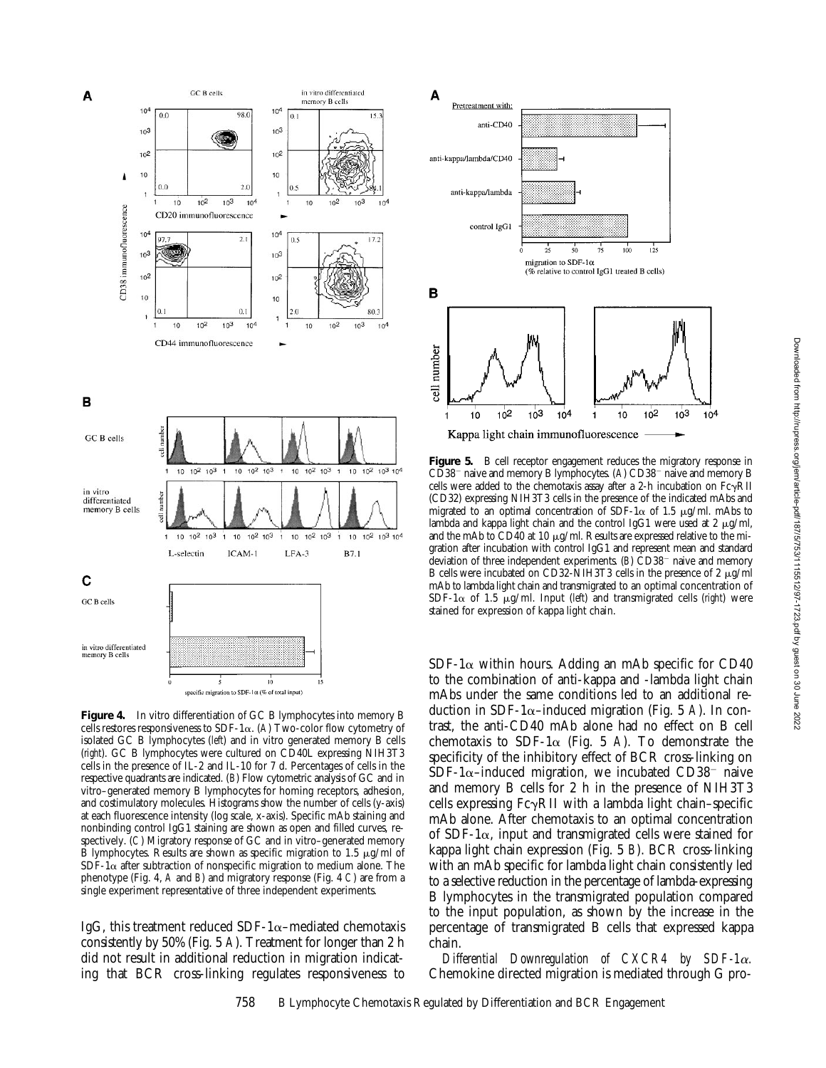**Figure 4.** In vitro differentiation of GC B lymphocytes into memory B cells restores responsiveness to SDF-1α. (*A*) Two-color flow cytometry of isolated GC B lymphocytes (*left*) and in vitro generated memory B cells (*right*). GC B lymphocytes were cultured on CD40L expressing NIH3T3 cells in the presence of IL-2 and IL-10 for 7 d. Percentages of cells in the respective quadrants are indicated. (*B*) Flow cytometric analysis of GC and in vitro–generated memory B lymphocytes for homing receptors, adhesion, and costimulatory molecules. Histograms show the number of cells (*y*-axis) at each fluorescence intensity (log scale, *x*-axis). Specific mAb staining and nonbinding control IgG1 staining are shown as open and filled curves, respectively. (*C*) Migratory response of GC and in vitro–generated memory B lymphocytes. Results are shown as specific migration to 1.5 μg/ml of SDF-1α after subtraction of nonspecific migration to medium alone. The phenotype (Fig. 4, *A* and *B*) and migratory response (Fig. 4 *C*) are from a single experiment representative of three independent experiments.

**Figure 5.** B cell receptor engagement reduces the migratory response in $CD38^-$ naive and memory B lymphocytes. (*A*) $CD38^-$ naive and memory B cells were added to the chemotaxis assay after a 2-h incubation on FcγRII (CD32) expressing NIH3T3 cells in the presence of the indicated mAbs and migrated to an optimal concentration of SDF-1α of 1.5 μg/ml. mAbs to lambda and kappa light chain and the control IgG1 were used at 2 μg/ml, and the mAb to CD40 at 10 μg/ml. Results are expressed relative to the migration after incubation with control IgG1 and represent mean and standard deviation of three independent experiments. (*B*) $CD38^-$ naive and memory B cells were incubated on CD32-NIH3T3 cells in the presence of 2 μg/ml mAb to lambda light chain and transmigrated to an optimal concentration of SDF-1α of 1.5 μg/ml. Input (*left*) and transmigrated cells (*right*) were stained for expression of kappa light chain.

IgG, this treatment reduced SDF-1α–mediated chemotaxis consistently by 50% (Fig. 5 *A*). Treatment for longer than 2 h did not result in additional reduction in migration indicating that BCR cross-linking regulates responsiveness to SDF-1α within hours. Adding an mAb specific for CD40 to the combination of anti-kappa and -lambda light chain mAbs under the same conditions led to an additional reduction in SDF-1α–induced migration (Fig. 5 *A*). In contrast, the anti-CD40 mAb alone had no effect on B cell chemotaxis to SDF-1α (Fig. 5 *A*). To demonstrate the specificity of the inhibitory effect of BCR cross-linking on SDF-1α–induced migration, we incubated $CD38^-$ naive and memory B cells for 2 h in the presence of NIH3T3 cells expressing FcγRII with a lambda light chain–specific mAb alone. After chemotaxis to an optimal concentration of SDF-1α, input and transmigrated cells were stained for kappa light chain expression (Fig. 5 *B*). BCR cross-linking with an mAb specific for lambda light chain consistently led to a selective reduction in the percentage of lambda-expressing B lymphocytes in the transmigrated population compared to the input population, as shown by the increase in the percentage of transmigrated B cells that expressed kappa chain.

*Differential Downregulation of CXCR4 by SDF-1α.* Chemokine directed migration is mediated through G pro-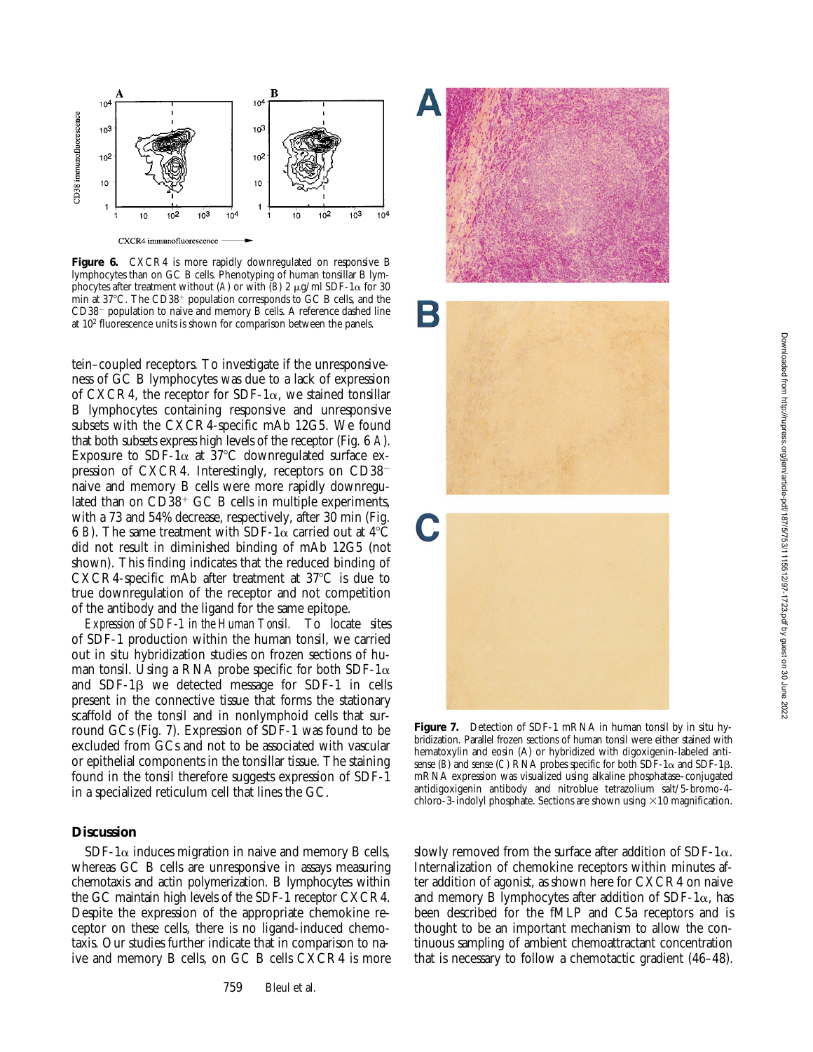**Figure 6.** CXCR4 is more rapidly downregulated on responsive B lymphocytes than on GC B cells. Phenotyping of human tonsillar B lymphocytes after treatment without (*A*) or with (*B*) 2 μg/ml SDF-1α for 30 min at 37°C. The CD38+ population corresponds to GC B cells, and the CD38− population to naive and memory B cells. A reference dashed line at $10^2$ fluorescence units is shown for comparison between the panels.

tein–coupled receptors. To investigate if the unresponsiveness of GC B lymphocytes was due to a lack of expression of CXCR4, the receptor for SDF-1α, we stained tonsillar B lymphocytes containing responsive and unresponsive subsets with the CXCR4-specific mAb 12G5. We found that both subsets express high levels of the receptor (Fig. 6 *A*). Exposure to SDF-1α at 37°C downregulated surface expression of CXCR4. Interestingly, receptors on CD38− naive and memory B cells were more rapidly downregulated than on CD38+ GC B cells in multiple experiments, with a 73 and 54% decrease, respectively, after 30 min (Fig. 6 *B*). The same treatment with SDF-1α carried out at 4°C did not result in diminished binding of mAb 12G5 (not shown). This finding indicates that the reduced binding of CXCR4-specific mAb after treatment at 37°C is due to true downregulation of the receptor and not competition of the antibody and the ligand for the same epitope.

*Expression of SDF-1 in the Human Tonsil.* To locate sites of SDF-1 production within the human tonsil, we carried out in situ hybridization studies on frozen sections of human tonsil. Using a RNA probe specific for both SDF-1α and SDF-1β we detected message for SDF-1 in cells present in the connective tissue that forms the stationary scaffold of the tonsil and in nonlymphoid cells that surround GCs (Fig. 7). Expression of SDF-1 was found to be excluded from GCs and not to be associated with vascular or epithelial components in the tonsillar tissue. The staining found in the tonsil therefore suggests expression of SDF-1 in a specialized reticulum cell that lines the GC.

**Figure 7.** Detection of SDF-1 mRNA in human tonsil by in situ hybridization. Parallel frozen sections of human tonsil were either stained with hematoxylin and eosin (*A*) or hybridized with digoxigenin-labeled antisense (*B*) and sense (*C*) RNA probes specific for both SDF-1α and SDF-1β. mRNA expression was visualized using alkaline phosphatase–conjugated antidigoxigenin antibody and nitroblue tetrazolium salt/5-bromo-4-chloro-3-indolyl phosphate. Sections are shown using ×10 magnification.

## Discussion

SDF-1α induces migration in naive and memory B cells, whereas GC B cells are unresponsive in assays measuring chemotaxis and actin polymerization. B lymphocytes within the GC maintain high levels of the SDF-1 receptor CXCR4. Despite the expression of the appropriate chemokine receptor on these cells, there is no ligand-induced chemotaxis. Our studies further indicate that in comparison to naive and memory B cells, on GC B cells CXCR4 is more slowly removed from the surface after addition of SDF-1α. Internalization of chemokine receptors within minutes after addition of agonist, as shown here for CXCR4 on naive and memory B lymphocytes after addition of SDF-1α, has been described for the fMLP and C5a receptors and is thought to be an important mechanism to allow the continuous sampling of ambient chemoattractant concentration that is necessary to follow a chemotactic gradient (46–48).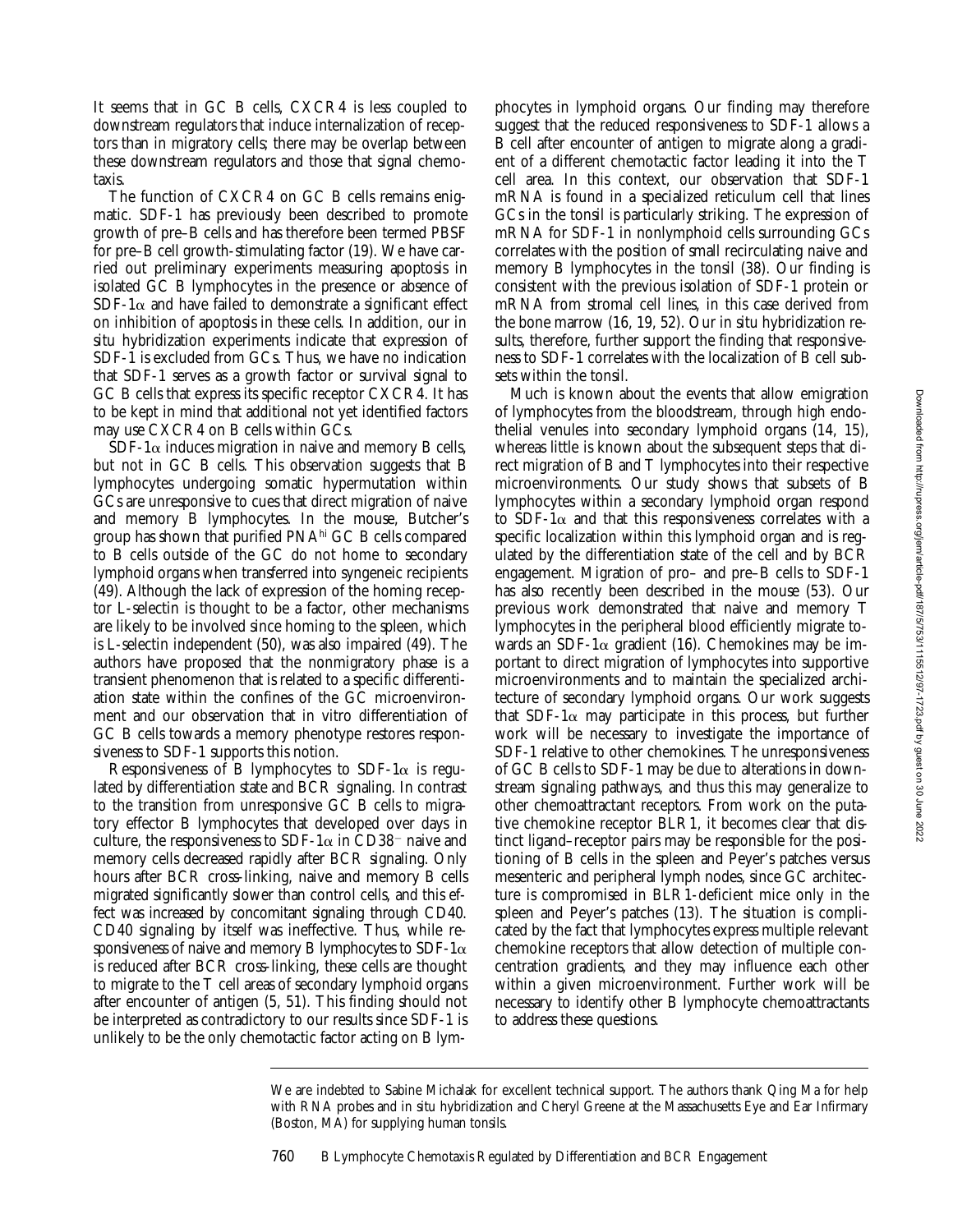It seems that in GC B cells, CXCR4 is less coupled to downstream regulators that induce internalization of receptors than in migratory cells; there may be overlap between these downstream regulators and those that signal chemotaxis.

The function of CXCR4 on GC B cells remains enigmatic. SDF-1 has previously been described to promote growth of pre–B cells and has therefore been termed PBSF for pre–B cell growth-stimulating factor (19). We have carried out preliminary experiments measuring apoptosis in isolated GC B lymphocytes in the presence or absence of SDF-1α and have failed to demonstrate a significant effect on inhibition of apoptosis in these cells. In addition, our in situ hybridization experiments indicate that expression of SDF-1 is excluded from GCs. Thus, we have no indication that SDF-1 serves as a growth factor or survival signal to GC B cells that express its specific receptor CXCR4. It has to be kept in mind that additional not yet identified factors may use CXCR4 on B cells within GCs.

SDF-1α induces migration in naive and memory B cells, but not in GC B cells. This observation suggests that B lymphocytes undergoing somatic hypermutation within GCs are unresponsive to cues that direct migration of naive and memory B lymphocytes. In the mouse, Butcher's group has shown that purified PNA$^{hi}$ GC B cells compared to B cells outside of the GC do not home to secondary lymphoid organs when transferred into syngeneic recipients (49). Although the lack of expression of the homing receptor L-selectin is thought to be a factor, other mechanisms are likely to be involved since homing to the spleen, which is L-selectin independent (50), was also impaired (49). The authors have proposed that the nonmigratory phase is a transient phenomenon that is related to a specific differentiation state within the confines of the GC microenvironment and our observation that in vitro differentiation of GC B cells towards a memory phenotype restores responsiveness to SDF-1 supports this notion.

Responsiveness of B lymphocytes to SDF-1α is regulated by differentiation state and BCR signaling. In contrast to the transition from unresponsive GC B cells to migratory effector B lymphocytes that developed over days in culture, the responsiveness to SDF-1α in CD38$^{-}$ naive and memory cells decreased rapidly after BCR signaling. Only hours after BCR cross-linking, naive and memory B cells migrated significantly slower than control cells, and this effect was increased by concomitant signaling through CD40. CD40 signaling by itself was ineffective. Thus, while responsiveness of naive and memory B lymphocytes to SDF-1α is reduced after BCR cross-linking, these cells are thought to migrate to the T cell areas of secondary lymphoid organs after encounter of antigen (5, 51). This finding should not be interpreted as contradictory to our results since SDF-1 is unlikely to be the only chemotactic factor acting on B lymphocytes in lymphoid organs. Our finding may therefore suggest that the reduced responsiveness to SDF-1 allows a B cell after encounter of antigen to migrate along a gradient of a different chemotactic factor leading it into the T cell area. In this context, our observation that SDF-1 mRNA is found in a specialized reticulum cell that lines GCs in the tonsil is particularly striking. The expression of mRNA for SDF-1 in nonlymphoid cells surrounding GCs correlates with the position of small recirculating naive and memory B lymphocytes in the tonsil (38). Our finding is consistent with the previous isolation of SDF-1 protein or mRNA from stromal cell lines, in this case derived from the bone marrow (16, 19, 52). Our in situ hybridization results, therefore, further support the finding that responsiveness to SDF-1 correlates with the localization of B cell subsets within the tonsil.

Much is known about the events that allow emigration of lymphocytes from the bloodstream, through high endothelial venules into secondary lymphoid organs (14, 15), whereas little is known about the subsequent steps that direct migration of B and T lymphocytes into their respective microenvironments. Our study shows that subsets of B lymphocytes within a secondary lymphoid organ respond to SDF-1α and that this responsiveness correlates with a specific localization within this lymphoid organ and is regulated by the differentiation state of the cell and by BCR engagement. Migration of pro– and pre–B cells to SDF-1 has also recently been described in the mouse (53). Our previous work demonstrated that naive and memory T lymphocytes in the peripheral blood efficiently migrate towards an SDF-1α gradient (16). Chemokines may be important to direct migration of lymphocytes into supportive microenvironments and to maintain the specialized architecture of secondary lymphoid organs. Our work suggests that SDF-1α may participate in this process, but further work will be necessary to investigate the importance of SDF-1 relative to other chemokines. The unresponsiveness of GC B cells to SDF-1 may be due to alterations in downstream signaling pathways, and thus this may generalize to other chemoattractant receptors. From work on the putative chemokine receptor BLR1, it becomes clear that distinct ligand–receptor pairs may be responsible for the positioning of B cells in the spleen and Peyer's patches versus mesenteric and peripheral lymph nodes, since GC architecture is compromised in BLR1-deficient mice only in the spleen and Peyer's patches (13). The situation is complicated by the fact that lymphocytes express multiple relevant chemokine receptors that allow detection of multiple concentration gradients, and they may influence each other within a given microenvironment. Further work will be necessary to identify other B lymphocyte chemoattractants to address these questions.

We are indebted to Sabine Michalak for excellent technical support. The authors thank Qing Ma for help with RNA probes and in situ hybridization and Cheryl Greene at the Massachusetts Eye and Ear Infirmary (Boston, MA) for supplying human tonsils.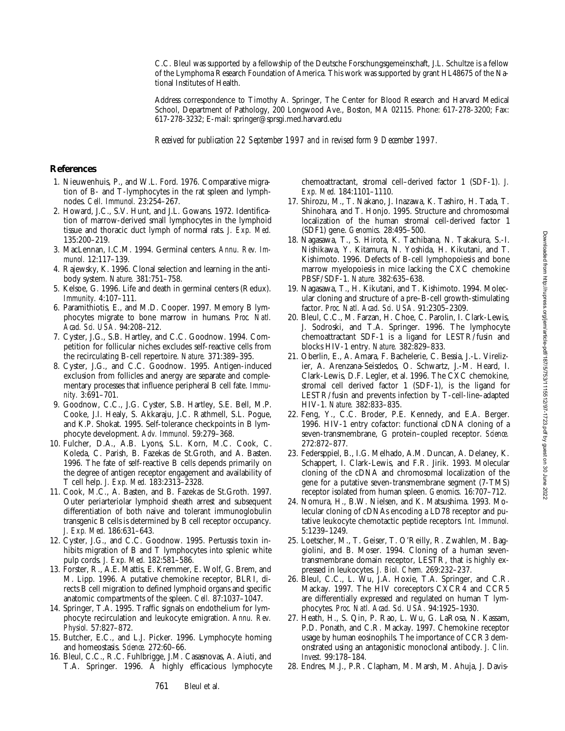C.C. Bleul was supported by a fellowship of the Deutsche Forschungsgemeinschaft, J.L. Schultze is a fellow of the Lymphoma Research Foundation of America. This work was supported by grant HL48675 of the National Institutes of Health.

Address correspondence to Timothy A. Springer, The Center for Blood Research and Harvard Medical School, Department of Pathology, 200 Longwood Ave., Boston, MA 02115. Phone: 617-278-3200; Fax: 617-278-3232; E-mail: springer@sprsgi.med.harvard.edu

*Received for publication 22 September 1997 and in revised form 9 December 1997.*

## References

1. Nieuwenhuis, P., and W.L. Ford. 1976. Comparative migration of B- and T-lymphocytes in the rat spleen and lymph-nodes. *Cell. Immunol.* 23:254–267.
2. Howard, J.C., S.V. Hunt, and J.L. Gowans. 1972. Identification of marrow-derived small lymphocytes in the lymphoid tissue and thoracic duct lymph of normal rats. *J. Exp. Med.* 135:200–219.
3. MacLennan, I.C.M. 1994. Germinal centers. *Annu. Rev. Immunol.* 12:117–139.
4. Rajewsky, K. 1996. Clonal selection and learning in the antibody system. *Nature.* 381:751–758.
5. Kelsoe, G. 1996. Life and death in germinal centers (Redux). *Immunity.* 4:107–111.
6. Paramithiotis, E., and M.D. Cooper. 1997. Memory B lymphocytes migrate to bone marrow in humans. *Proc. Natl. Acad. Sci. USA.* 94:208–212.
7. Cyster, J.G., S.B. Hartley, and C.C. Goodnow. 1994. Competition for follicular niches excludes self-reactive cells from the recirculating B-cell repertoire. *Nature.* 371:389–395.
8. Cyster, J.G., and C.C. Goodnow. 1995. Antigen-induced exclusion from follicles and anergy are separate and complementary processes that influence peripheral B cell fate. *Immunity.* 3:691–701.
9. Goodnow, C.C., J.G. Cyster, S.B. Hartley, S.E. Bell, M.P. Cooke, J.I. Healy, S. Akkaraju, J.C. Rathmell, S.L. Pogue, and K.P. Shokat. 1995. Self-tolerance checkpoints in B lymphocyte development. *Adv. Immunol.* 59:279–368.
10. Fulcher, D.A., A.B. Lyons, S.L. Korn, M.C. Cook, C. Koleda, C. Parish, B. Fazekas de St.Groth, and A. Basten. 1996. The fate of self-reactive B cells depends primarily on the degree of antigen receptor engagement and availability of T cell help. *J. Exp. Med.* 183:2313–2328.
11. Cook, M.C., A. Basten, and B. Fazekas de St.Groth. 1997. Outer periarteriolar lymphoid sheath arrest and subsequent differentiation of both naive and tolerant immunoglobulin transgenic B cells is determined by B cell receptor occupancy. *J. Exp. Med.* 186:631–643.
12. Cyster, J.G., and C.C. Goodnow. 1995. Pertussis toxin inhibits migration of B and T lymphocytes into splenic white pulp cords. *J. Exp. Med.* 182:581–586.
13. Forster, R., A.E. Mattis, E. Kremmer, E. Wolf, G. Brem, and M. Lipp. 1996. A putative chemokine receptor, BLR1, directs B cell migration to defined lymphoid organs and specific anatomic compartments of the spleen. *Cell.* 87:1037–1047.
14. Springer, T.A. 1995. Traffic signals on endothelium for lymphocyte recirculation and leukocyte emigration. *Annu. Rev. Physiol.* 57:827–872.
15. Butcher, E.C., and L.J. Picker. 1996. Lymphocyte homing and homeostasis. *Science.* 272:60–66.
16. Bleul, C.C., R.C. Fuhlbrigge, J.M. Casasnovas, A. Aiuti, and T.A. Springer. 1996. A highly efficacious lymphocyte chemoattractant, stromal cell–derived factor 1 (SDF-1). *J. Exp. Med.* 184:1101–1110.
17. Shirozu, M., T. Nakano, J. Inazawa, K. Tashiro, H. Tada, T. Shinohara, and T. Honjo. 1995. Structure and chromosomal localization of the human stromal cell-derived factor 1 (SDF1) gene. *Genomics.* 28:495–500.
18. Nagasawa, T., S. Hirota, K. Tachibana, N. Takakura, S.-I. Nishikawa, Y. Kitamura, N. Yoshida, H. Kikutani, and T. Kishimoto. 1996. Defects of B-cell lymphopoiesis and bone marrow myelopoiesis in mice lacking the CXC chemokine PBSF/SDF-1. *Nature.* 382:635–638.
19. Nagasawa, T., H. Kikutani, and T. Kishimoto. 1994. Molecular cloning and structure of a pre–B-cell growth-stimulating factor. *Proc. Natl. Acad. Sci. USA.* 91:2305–2309.
20. Bleul, C.C., M. Farzan, H. Choe, C. Parolin, I. Clark-Lewis, J. Sodroski, and T.A. Springer. 1996. The lymphocyte chemoattractant SDF-1 is a ligand for LESTR/fusin and blocks HIV-1 entry. *Nature.* 382:829–833.
21. Oberlin, E., A. Amara, F. Bachelerie, C. Bessia, J.-L. Virelizier, A. Arenzana-Seisdedos, O. Schwartz, J.-M. Heard, I. Clark-Lewis, D.F. Legler, et al. 1996. The CXC chemokine, stromal cell derived factor 1 (SDF-1), is the ligand for LESTR/fusin and prevents infection by T-cell-line–adapted HIV-1. *Nature.* 382:833–835.
22. Feng, Y., C.C. Broder, P.E. Kennedy, and E.A. Berger. 1996. HIV-1 entry cofactor: functional cDNA cloning of a seven-transmembrane, G protein–coupled receptor. *Science.* 272:872–877.
23. Federsppiel, B., I.G. Melhado, A.M. Duncan, A. Delaney, K. Schappert, I. Clark-Lewis, and F.R. Jirik. 1993. Molecular cloning of the cDNA and chromosomal localization of the gene for a putative seven-transmembrane segment (7-TMS) receptor isolated from human spleen. *Genomics.* 16:707–712.
24. Nomura, H., B.W. Nielsen, and K. Matsushima. 1993. Molecular cloning of cDNAs encoding a LD78 receptor and putative leukocyte chemotactic peptide receptors. *Int. Immunol.* 5:1239–1249.
25. Loetscher, M., T. Geiser, T. O'Reilly, R. Zwahlen, M. Baggiolini, and B. Moser. 1994. Cloning of a human seven-transmembrane domain receptor, LESTR, that is highly expressed in leukocytes. *J. Biol. Chem.* 269:232–237.
26. Bleul, C.C., L. Wu, J.A. Hoxie, T.A. Springer, and C.R. Mackay. 1997. The HIV coreceptors CXCR4 and CCR5 are differentially expressed and regulated on human T lymphocytes. *Proc. Natl. Acad. Sci. USA.* 94:1925–1930.
27. Heath, H., S. Qin, P. Rao, L. Wu, G. LaRosa, N. Kassam, P.D. Ponath, and C.R. Mackay. 1997. Chemokine receptor usage by human eosinophils. The importance of CCR3 demonstrated using an antagonistic monoclonal antibody. *J. Clin. Invest.* 99:178–184.
28. Endres, M.J., P.R. Clapham, M. Marsh, M. Ahuja, J. Davis-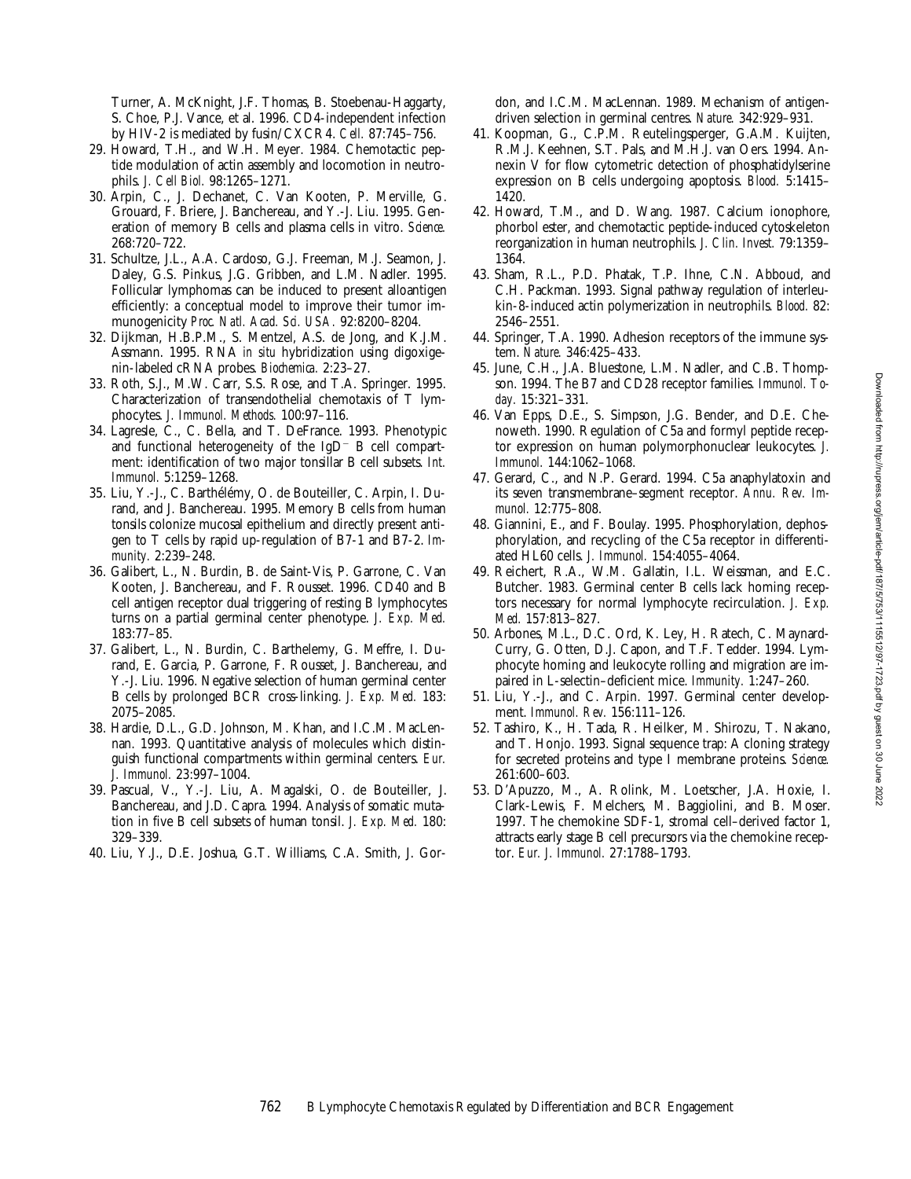Turner, A. McKnight, J.F. Thomas, B. Stoebenau-Haggarty, S. Choe, P.J. Vance, et al. 1996. CD4-independent infection by HIV-2 is mediated by fusin/CXCR4. *Cell.* 87:745–756.

29. Howard, T.H., and W.H. Meyer. 1984. Chemotactic peptide modulation of actin assembly and locomotion in neutrophils. *J. Cell Biol.* 98:1265–1271.
30. Arpin, C., J. Dechanet, C. Van Kooten, P. Merville, G. Grouard, F. Briere, J. Banchereau, and Y.-J. Liu. 1995. Generation of memory B cells and plasma cells in vitro. *Science.* 268:720–722.
31. Schultze, J.L., A.A. Cardoso, G.J. Freeman, M.J. Seamon, J. Daley, G.S. Pinkus, J.G. Gribben, and L.M. Nadler. 1995. Follicular lymphomas can be induced to present alloantigen efficiently: a conceptual model to improve their tumor immunogenicity *Proc. Natl. Acad. Sci. USA.* 92:8200–8204.
32. Dijkman, H.B.P.M., S. Mentzel, A.S. de Jong, and K.J.M. Assmann. 1995. RNA *in situ* hybridization using digoxigenin-labeled cRNA probes. *Biochemica.* 2:23–27.
33. Roth, S.J., M.W. Carr, S.S. Rose, and T.A. Springer. 1995. Characterization of transendothelial chemotaxis of T lymphocytes. *J. Immunol. Methods.* 100:97–116.
34. Lagresle, C., C. Bella, and T. DeFrance. 1993. Phenotypic and functional heterogeneity of the IgD− B cell compartment: identification of two major tonsillar B cell subsets. *Int. Immunol.* 5:1259–1268.
35. Liu, Y.-J., C. Barthélémy, O. de Bouteiller, C. Arpin, I. Durand, and J. Banchereau. 1995. Memory B cells from human tonsils colonize mucosal epithelium and directly present antigen to T cells by rapid up-regulation of B7-1 and B7-2. *Immunity.* 2:239–248.
36. Galibert, L., N. Burdin, B. de Saint-Vis, P. Garrone, C. Van Kooten, J. Banchereau, and F. Rousset. 1996. CD40 and B cell antigen receptor dual triggering of resting B lymphocytes turns on a partial germinal center phenotype. *J. Exp. Med.* 183:77–85.
37. Galibert, L., N. Burdin, C. Barthelemy, G. Meffre, I. Durand, E. Garcia, P. Garrone, F. Rousset, J. Banchereau, and Y.-J. Liu. 1996. Negative selection of human germinal center B cells by prolonged BCR cross-linking. *J. Exp. Med.* 183: 2075–2085.
38. Hardie, D.L., G.D. Johnson, M. Khan, and I.C.M. MacLennan. 1993. Quantitative analysis of molecules which distinguish functional compartments within germinal centers. *Eur. J. Immunol.* 23:997–1004.
39. Pascual, V., Y.-J. Liu, A. Magalski, O. de Bouteiller, J. Banchereau, and J.D. Capra. 1994. Analysis of somatic mutation in five B cell subsets of human tonsil. *J. Exp. Med.* 180: 329–339.
40. Liu, Y.J., D.E. Joshua, G.T. Williams, C.A. Smith, J. Gordon, and I.C.M. MacLennan. 1989. Mechanism of antigen-driven selection in germinal centres. *Nature.* 342:929–931.
41. Koopman, G., C.P.M. Reutelingsperger, G.A.M. Kuijten, R.M.J. Keehnen, S.T. Pals, and M.H.J. van Oers. 1994. Annexin V for flow cytometric detection of phosphatidylserine expression on B cells undergoing apoptosis. *Blood.* 5:1415–1420.
42. Howard, T.M., and D. Wang. 1987. Calcium ionophore, phorbol ester, and chemotactic peptide-induced cytoskeleton reorganization in human neutrophils. *J. Clin. Invest.* 79:1359–1364.
43. Sham, R.L., P.D. Phatak, T.P. Ihne, C.N. Abboud, and C.H. Packman. 1993. Signal pathway regulation of interleukin-8-induced actin polymerization in neutrophils. *Blood.* 82: 2546–2551.
44. Springer, T.A. 1990. Adhesion receptors of the immune system. *Nature.* 346:425–433.
45. June, C.H., J.A. Bluestone, L.M. Nadler, and C.B. Thompson. 1994. The B7 and CD28 receptor families. *Immunol. Today.* 15:321–331.
46. Van Epps, D.E., S. Simpson, J.G. Bender, and D.E. Chenoweth. 1990. Regulation of C5a and formyl peptide receptor expression on human polymorphonuclear leukocytes. *J. Immunol.* 144:1062–1068.
47. Gerard, C., and N.P. Gerard. 1994. C5a anaphylatoxin and its seven transmembrane–segment receptor. *Annu. Rev. Immunol.* 12:775–808.
48. Giannini, E., and F. Boulay. 1995. Phosphorylation, dephosphorylation, and recycling of the C5a receptor in differentiated HL60 cells. *J. Immunol.* 154:4055–4064.
49. Reichert, R.A., W.M. Gallatin, I.L. Weissman, and E.C. Butcher. 1983. Germinal center B cells lack homing receptors necessary for normal lymphocyte recirculation. *J. Exp. Med.* 157:813–827.
50. Arbones, M.L., D.C. Ord, K. Ley, H. Ratech, C. Maynard-Curry, G. Otten, D.J. Capon, and T.F. Tedder. 1994. Lymphocyte homing and leukocyte rolling and migration are impaired in L-selectin–deficient mice. *Immunity.* 1:247–260.
51. Liu, Y.-J., and C. Arpin. 1997. Germinal center development. *Immunol. Rev.* 156:111–126.
52. Tashiro, K., H. Tada, R. Heilker, M. Shirozu, T. Nakano, and T. Honjo. 1993. Signal sequence trap: A cloning strategy for secreted proteins and type I membrane proteins. *Science.* 261:600–603.
53. D'Apuzzo, M., A. Rolink, M. Loetscher, J.A. Hoxie, I. Clark-Lewis, F. Melchers, M. Baggiolini, and B. Moser. 1997. The chemokine SDF-1, stromal cell–derived factor 1, attracts early stage B cell precursors via the chemokine receptor. *Eur. J. Immunol.* 27:1788–1793.